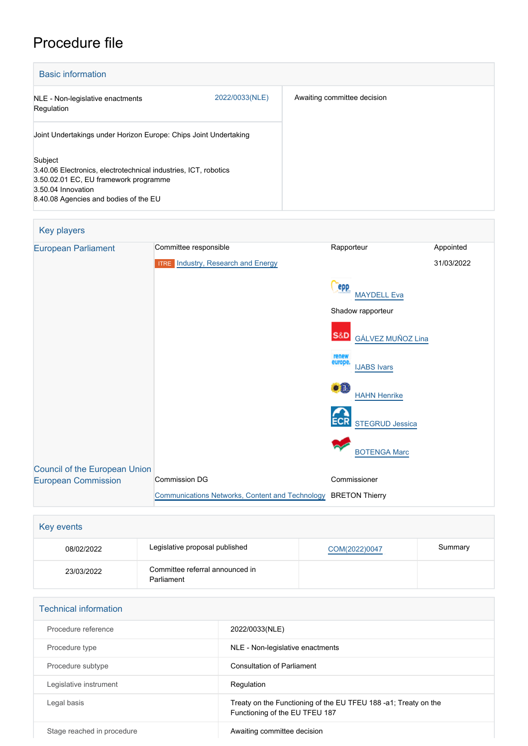# Procedure file

## Basic information

| | | |
|---|---|---|
| NLE - Non-legislative enactments<br>Regulation | 2022/0033(NLE) | Awaiting committee decision |
| Joint Undertakings under Horizon Europe: Chips Joint Undertaking<br><br>Subject<br>3.40.06 Electronics, electrotechnical industries, ICT, robotics<br>3.50.02.01 EC, EU framework programme<br>3.50.04 Innovation<br>8.40.08 Agencies and bodies of the EU | | |

## Key players

| | | | |
|---|---|---|---|
| European Parliament | Committee responsible | Rapporteur | Appointed |
| | ITRE Industry, Research and Energy | | 31/03/2022 |
| | | MAYDELL Eva | |
| | | Shadow rapporteur | |
| | | GÁLVEZ MUÑOZ Lina | |
| | | IJABS Ivars | |
| | | HAHN Henrike | |
| | | STEGRUD Jessica | |
| | | BOTENGA Marc | |
| Council of the European Union | | | |
| European Commission | Commission DG | Commissioner | |
| | Communications Networks, Content and Technology | BRETON Thierry | |

## Key events

| | | | |
|---|---|---|---|
| 08/02/2022 | Legislative proposal published | COM(2022)0047 | Summary |
| 23/03/2022 | Committee referral announced in Parliament | | |

## Technical information

| | |
|---|---|
| Procedure reference | 2022/0033(NLE) |
| Procedure type | NLE - Non-legislative enactments |
| Procedure subtype | Consultation of Parliament |
| Legislative instrument | Regulation |
| Legal basis | Treaty on the Functioning of the EU TFEU 188 -a1; Treaty on the Functioning of the EU TFEU 187 |
| Stage reached in procedure | Awaiting committee decision |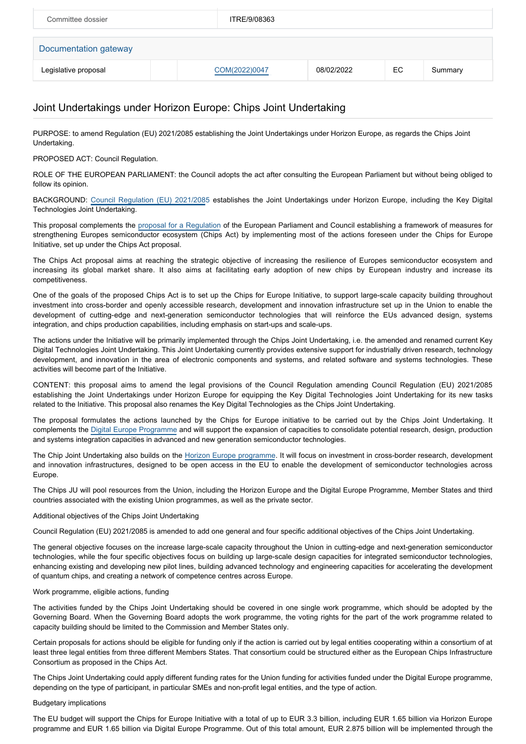| Committee dossier | ITRE/9/08363 |
| --- | --- |

| Documentation gateway | | | | | |
| --- | --- | --- | --- | --- | --- |
| Legislative proposal | | COM(2022)0047 | 08/02/2022 | EC | Summary |

## Joint Undertakings under Horizon Europe: Chips Joint Undertaking

PURPOSE: to amend Regulation (EU) 2021/2085 establishing the Joint Undertakings under Horizon Europe, as regards the Chips Joint Undertaking.

PROPOSED ACT: Council Regulation.

ROLE OF THE EUROPEAN PARLIAMENT: the Council adopts the act after consulting the European Parliament but without being obliged to follow its opinion.

BACKGROUND: Council Regulation (EU) 2021/2085 establishes the Joint Undertakings under Horizon Europe, including the Key Digital Technologies Joint Undertaking.

This proposal complements the proposal for a Regulation of the European Parliament and Council establishing a framework of measures for strengthening Europes semiconductor ecosystem (Chips Act) by implementing most of the actions foreseen under the Chips for Europe Initiative, set up under the Chips Act proposal.

The Chips Act proposal aims at reaching the strategic objective of increasing the resilience of Europes semiconductor ecosystem and increasing its global market share. It also aims at facilitating early adoption of new chips by European industry and increase its competitiveness.

One of the goals of the proposed Chips Act is to set up the Chips for Europe Initiative, to support large-scale capacity building throughout investment into cross-border and openly accessible research, development and innovation infrastructure set up in the Union to enable the development of cutting-edge and next-generation semiconductor technologies that will reinforce the EUs advanced design, systems integration, and chips production capabilities, including emphasis on start-ups and scale-ups.

The actions under the Initiative will be primarily implemented through the Chips Joint Undertaking, i.e. the amended and renamed current Key Digital Technologies Joint Undertaking. This Joint Undertaking currently provides extensive support for industrially driven research, technology development, and innovation in the area of electronic components and systems, and related software and systems technologies. These activities will become part of the Initiative.

CONTENT: this proposal aims to amend the legal provisions of the Council Regulation amending Council Regulation (EU) 2021/2085 establishing the Joint Undertakings under Horizon Europe for equipping the Key Digital Technologies Joint Undertaking for its new tasks related to the Initiative. This proposal also renames the Key Digital Technologies as the Chips Joint Undertaking.

The proposal formulates the actions launched by the Chips for Europe initiative to be carried out by the Chips Joint Undertaking. It complements the Digital Europe Programme and will support the expansion of capacities to consolidate potential research, design, production and systems integration capacities in advanced and new generation semiconductor technologies.

The Chip Joint Undertaking also builds on the Horizon Europe programme. It will focus on investment in cross-border research, development and innovation infrastructures, designed to be open access in the EU to enable the development of semiconductor technologies across Europe.

The Chips JU will pool resources from the Union, including the Horizon Europe and the Digital Europe Programme, Member States and third countries associated with the existing Union programmes, as well as the private sector.

Additional objectives of the Chips Joint Undertaking

Council Regulation (EU) 2021/2085 is amended to add one general and four specific additional objectives of the Chips Joint Undertaking.

The general objective focuses on the increase large-scale capacity throughout the Union in cutting-edge and next-generation semiconductor technologies, while the four specific objectives focus on building up large-scale design capacities for integrated semiconductor technologies, enhancing existing and developing new pilot lines, building advanced technology and engineering capacities for accelerating the development of quantum chips, and creating a network of competence centres across Europe.

Work programme, eligible actions, funding

The activities funded by the Chips Joint Undertaking should be covered in one single work programme, which should be adopted by the Governing Board. When the Governing Board adopts the work programme, the voting rights for the part of the work programme related to capacity building should be limited to the Commission and Member States only.

Certain proposals for actions should be eligible for funding only if the action is carried out by legal entities cooperating within a consortium of at least three legal entities from three different Members States. That consortium could be structured either as the European Chips Infrastructure Consortium as proposed in the Chips Act.

The Chips Joint Undertaking could apply different funding rates for the Union funding for activities funded under the Digital Europe programme, depending on the type of participant, in particular SMEs and non-profit legal entities, and the type of action.

Budgetary implications

The EU budget will support the Chips for Europe Initiative with a total of up to EUR 3.3 billion, including EUR 1.65 billion via Horizon Europe programme and EUR 1.65 billion via Digital Europe Programme. Out of this total amount, EUR 2.875 billion will be implemented through the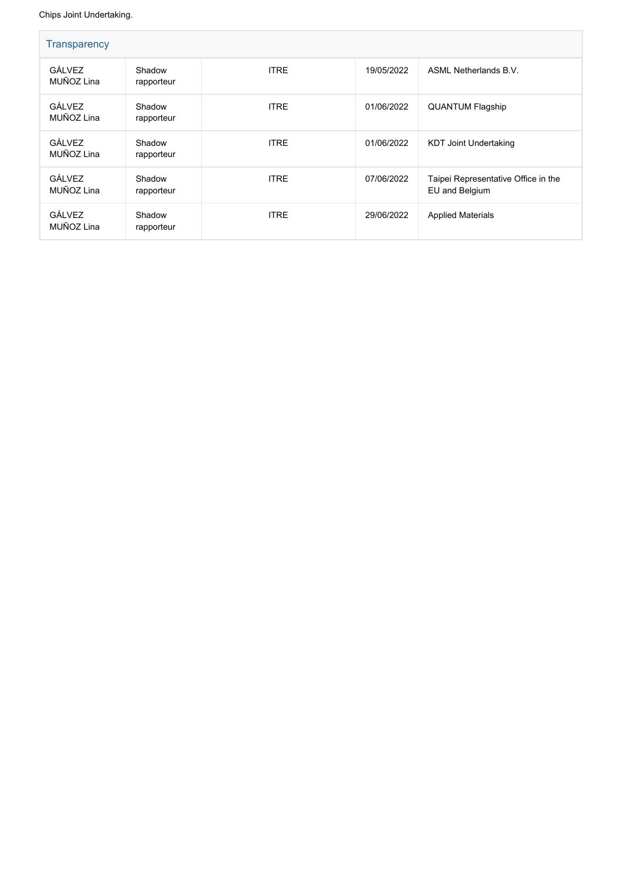Chips Joint Undertaking.

## Transparency

| | | | | |
|---|---|---|---|---|
| GÁLVEZ MUÑOZ Lina | Shadow rapporteur | ITRE | 19/05/2022 | ASML Netherlands B.V. |
| GÁLVEZ MUÑOZ Lina | Shadow rapporteur | ITRE | 01/06/2022 | QUANTUM Flagship |
| GÁLVEZ MUÑOZ Lina | Shadow rapporteur | ITRE | 01/06/2022 | KDT Joint Undertaking |
| GÁLVEZ MUÑOZ Lina | Shadow rapporteur | ITRE | 07/06/2022 | Taipei Representative Office in the EU and Belgium |
| GÁLVEZ MUÑOZ Lina | Shadow rapporteur | ITRE | 29/06/2022 | Applied Materials |